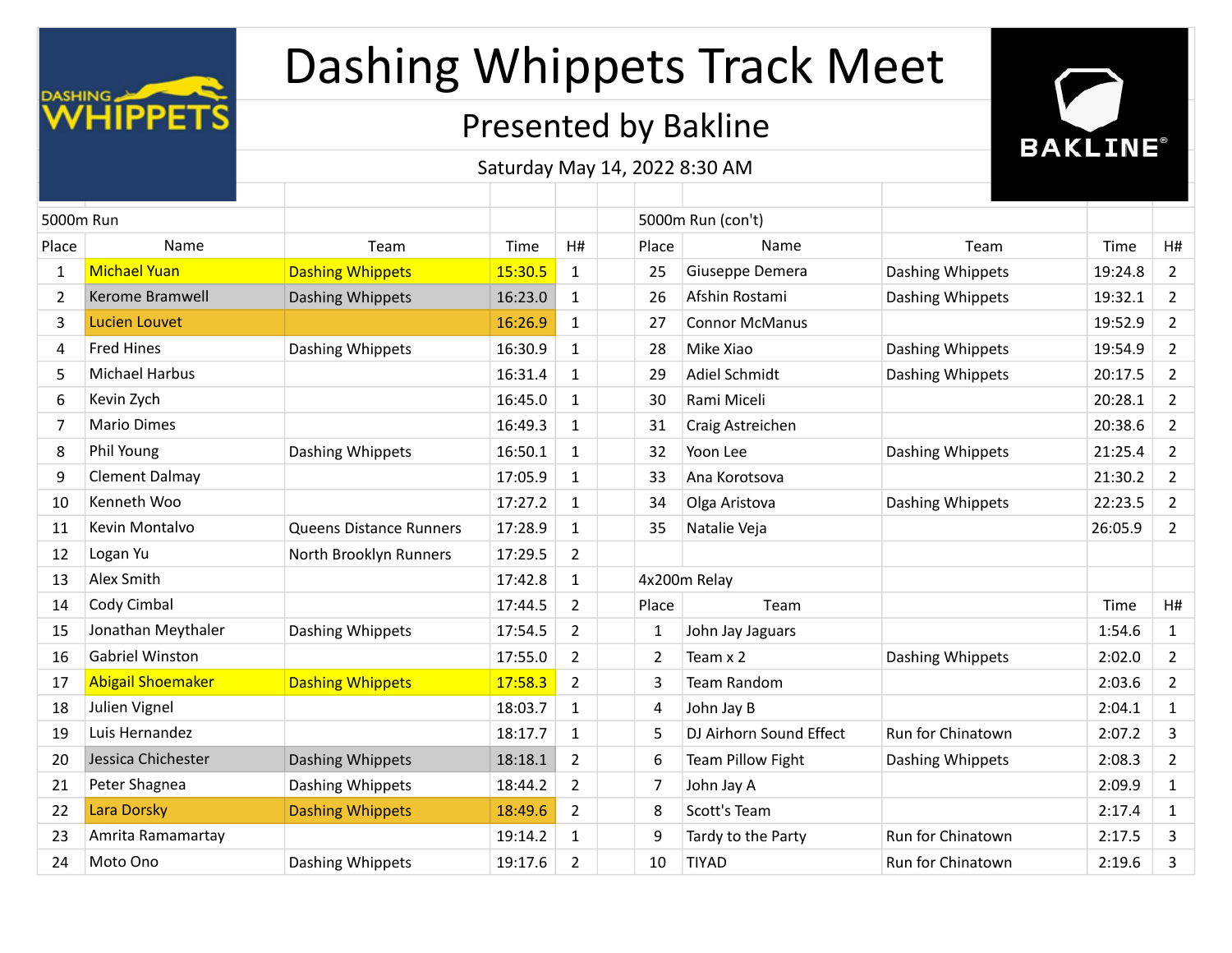# Dashing Whippets Track Meet

## Presented by Bakline

Saturday May 14, 2022 8:30 AM

### 5000m Run

| Place | Name | Team | Time | H# |
|---|---|---|---|---|
| 1 | Michael Yuan | Dashing Whippets | 15:30.5 | 1 |
| 2 | Kerome Bramwell | Dashing Whippets | 16:23.0 | 1 |
| 3 | Lucien Louvet | | 16:26.9 | 1 |
| 4 | Fred Hines | Dashing Whippets | 16:30.9 | 1 |
| 5 | Michael Harbus | | 16:31.4 | 1 |
| 6 | Kevin Zych | | 16:45.0 | 1 |
| 7 | Mario Dimes | | 16:49.3 | 1 |
| 8 | Phil Young | Dashing Whippets | 16:50.1 | 1 |
| 9 | Clement Dalmay | | 17:05.9 | 1 |
| 10 | Kenneth Woo | | 17:27.2 | 1 |
| 11 | Kevin Montalvo | Queens Distance Runners | 17:28.9 | 1 |
| 12 | Logan Yu | North Brooklyn Runners | 17:29.5 | 2 |
| 13 | Alex Smith | | 17:42.8 | 1 |
| 14 | Cody Cimbal | | 17:44.5 | 2 |
| 15 | Jonathan Meythaler | Dashing Whippets | 17:54.5 | 2 |
| 16 | Gabriel Winston | | 17:55.0 | 2 |
| 17 | Abigail Shoemaker | Dashing Whippets | 17:58.3 | 2 |
| 18 | Julien Vignel | | 18:03.7 | 1 |
| 19 | Luis Hernandez | | 18:17.7 | 1 |
| 20 | Jessica Chichester | Dashing Whippets | 18:18.1 | 2 |
| 21 | Peter Shagnea | Dashing Whippets | 18:44.2 | 2 |
| 22 | Lara Dorsky | Dashing Whippets | 18:49.6 | 2 |
| 23 | Amrita Ramamartay | | 19:14.2 | 1 |
| 24 | Moto Ono | Dashing Whippets | 19:17.6 | 2 |

### 5000m Run (con't)

| Place | Name | Team | Time | H# |
|---|---|---|---|---|
| 25 | Giuseppe Demera | Dashing Whippets | 19:24.8 | 2 |
| 26 | Afshin Rostami | Dashing Whippets | 19:32.1 | 2 |
| 27 | Connor McManus | | 19:52.9 | 2 |
| 28 | Mike Xiao | Dashing Whippets | 19:54.9 | 2 |
| 29 | Adiel Schmidt | Dashing Whippets | 20:17.5 | 2 |
| 30 | Rami Miceli | | 20:28.1 | 2 |
| 31 | Craig Astreichen | | 20:38.6 | 2 |
| 32 | Yoon Lee | Dashing Whippets | 21:25.4 | 2 |
| 33 | Ana Korotsova | | 21:30.2 | 2 |
| 34 | Olga Aristova | Dashing Whippets | 22:23.5 | 2 |
| 35 | Natalie Veja | | 26:05.9 | 2 |

### 4x200m Relay

| Place | Team | | Time | H# |
|---|---|---|---|---|
| 1 | John Jay Jaguars | | 1:54.6 | 1 |
| 2 | Team x 2 | Dashing Whippets | 2:02.0 | 2 |
| 3 | Team Random | | 2:03.6 | 2 |
| 4 | John Jay B | | 2:04.1 | 1 |
| 5 | DJ Airhorn Sound Effect | Run for Chinatown | 2:07.2 | 3 |
| 6 | Team Pillow Fight | Dashing Whippets | 2:08.3 | 2 |
| 7 | John Jay A | | 2:09.9 | 1 |
| 8 | Scott's Team | | 2:17.4 | 1 |
| 9 | Tardy to the Party | Run for Chinatown | 2:17.5 | 3 |
| 10 | TIYAD | Run for Chinatown | 2:19.6 | 3 |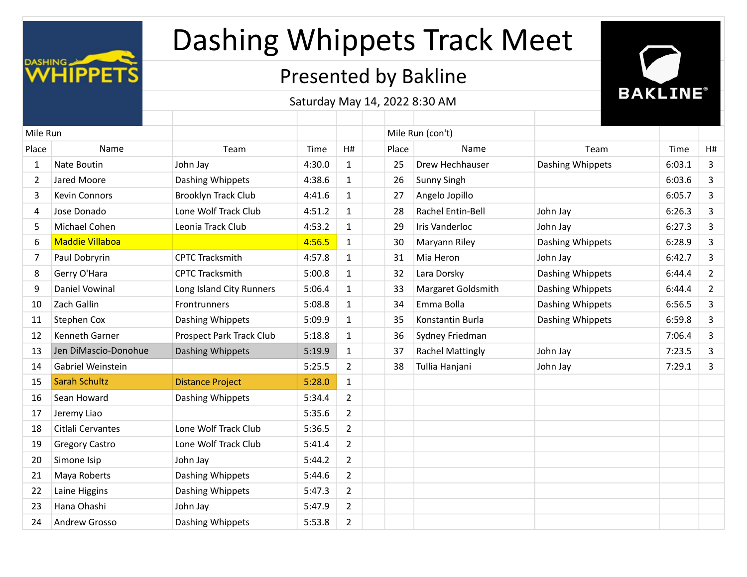# Dashing Whippets Track Meet

## Presented by Bakline

Saturday May 14, 2022 8:30 AM

### Mile Run

| Place | Name | Team | Time | H# |
|---|---|---|---|---|
| 1 | Nate Boutin | John Jay | 4:30.0 | 1 |
| 2 | Jared Moore | Dashing Whippets | 4:38.6 | 1 |
| 3 | Kevin Connors | Brooklyn Track Club | 4:41.6 | 1 |
| 4 | Jose Donado | Lone Wolf Track Club | 4:51.2 | 1 |
| 5 | Michael Cohen | Leonia Track Club | 4:53.2 | 1 |
| 6 | Maddie Villaboa | | 4:56.5 | 1 |
| 7 | Paul Dobryrin | CPTC Tracksmith | 4:57.8 | 1 |
| 8 | Gerry O'Hara | CPTC Tracksmith | 5:00.8 | 1 |
| 9 | Daniel Vowinal | Long Island City Runners | 5:06.4 | 1 |
| 10 | Zach Gallin | Frontrunners | 5:08.8 | 1 |
| 11 | Stephen Cox | Dashing Whippets | 5:09.9 | 1 |
| 12 | Kenneth Garner | Prospect Park Track Club | 5:18.8 | 1 |
| 13 | Jen DiMascio-Donohue | Dashing Whippets | 5:19.9 | 1 |
| 14 | Gabriel Weinstein | | 5:25.5 | 2 |
| 15 | Sarah Schultz | Distance Project | 5:28.0 | 1 |
| 16 | Sean Howard | Dashing Whippets | 5:34.4 | 2 |
| 17 | Jeremy Liao | | 5:35.6 | 2 |
| 18 | Citlali Cervantes | Lone Wolf Track Club | 5:36.5 | 2 |
| 19 | Gregory Castro | Lone Wolf Track Club | 5:41.4 | 2 |
| 20 | Simone Isip | John Jay | 5:44.2 | 2 |
| 21 | Maya Roberts | Dashing Whippets | 5:44.6 | 2 |
| 22 | Laine Higgins | Dashing Whippets | 5:47.3 | 2 |
| 23 | Hana Ohashi | John Jay | 5:47.9 | 2 |
| 24 | Andrew Grosso | Dashing Whippets | 5:53.8 | 2 |

### Mile Run (con't)

| Place | Name | Team | Time | H# |
|---|---|---|---|---|
| 25 | Drew Hechhauser | Dashing Whippets | 6:03.1 | 3 |
| 26 | Sunny Singh | | 6:03.6 | 3 |
| 27 | Angelo Jopillo | | 6:05.7 | 3 |
| 28 | Rachel Entin-Bell | John Jay | 6:26.3 | 3 |
| 29 | Iris Vanderloc | John Jay | 6:27.3 | 3 |
| 30 | Maryann Riley | Dashing Whippets | 6:28.9 | 3 |
| 31 | Mia Heron | John Jay | 6:42.7 | 3 |
| 32 | Lara Dorsky | Dashing Whippets | 6:44.4 | 2 |
| 33 | Margaret Goldsmith | Dashing Whippets | 6:44.4 | 2 |
| 34 | Emma Bolla | Dashing Whippets | 6:56.5 | 3 |
| 35 | Konstantin Burla | Dashing Whippets | 6:59.8 | 3 |
| 36 | Sydney Friedman | | 7:06.4 | 3 |
| 37 | Rachel Mattingly | John Jay | 7:23.5 | 3 |
| 38 | Tullia Hanjani | John Jay | 7:29.1 | 3 |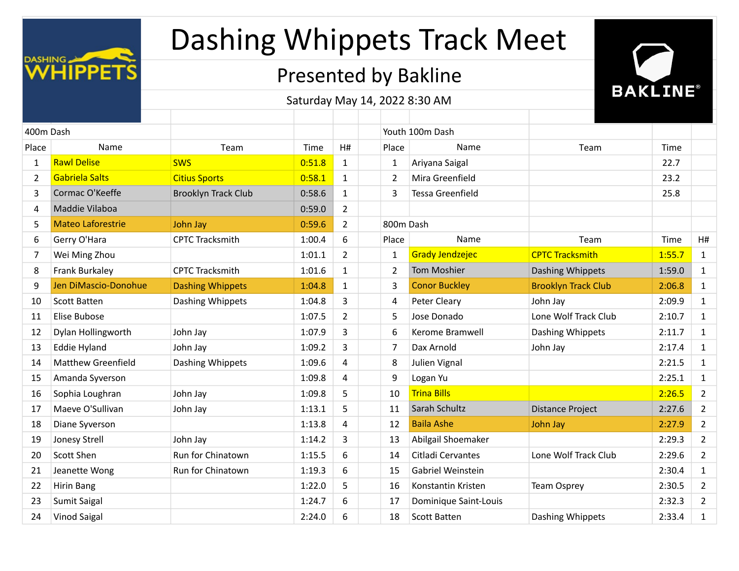# Dashing Whippets Track Meet

## Presented by Bakline

Saturday May 14, 2022 8:30 AM

### 400m Dash

| Place | Name | Team | Time | H# |
|---|---|---|---|---|
| 1 | Rawl Delise | SWS | 0:51.8 | 1 |
| 2 | Gabriela Salts | Citius Sports | 0:58.1 | 1 |
| 3 | Cormac O'Keeffe | Brooklyn Track Club | 0:58.6 | 1 |
| 4 | Maddie Vilaboa | | 0:59.0 | 2 |
| 5 | Mateo Laforestrie | John Jay | 0:59.6 | 2 |
| 6 | Gerry O'Hara | CPTC Tracksmith | 1:00.4 | 6 |
| 7 | Wei Ming Zhou | | 1:01.1 | 2 |
| 8 | Frank Burkaley | CPTC Tracksmith | 1:01.6 | 1 |
| 9 | Jen DiMascio-Donohue | Dashing Whippets | 1:04.8 | 1 |
| 10 | Scott Batten | Dashing Whippets | 1:04.8 | 3 |
| 11 | Elise Bubose | | 1:07.5 | 2 |
| 12 | Dylan Hollingworth | John Jay | 1:07.9 | 3 |
| 13 | Eddie Hyland | John Jay | 1:09.2 | 3 |
| 14 | Matthew Greenfield | Dashing Whippets | 1:09.6 | 4 |
| 15 | Amanda Syverson | | 1:09.8 | 4 |
| 16 | Sophia Loughran | John Jay | 1:09.8 | 5 |
| 17 | Maeve O'Sullivan | John Jay | 1:13.1 | 5 |
| 18 | Diane Syverson | | 1:13.8 | 4 |
| 19 | Jonesy Strell | John Jay | 1:14.2 | 3 |
| 20 | Scott Shen | Run for Chinatown | 1:15.5 | 6 |
| 21 | Jeanette Wong | Run for Chinatown | 1:19.3 | 6 |
| 22 | Hirin Bang | | 1:22.0 | 5 |
| 23 | Sumit Saigal | | 1:24.7 | 6 |
| 24 | Vinod Saigal | | 2:24.0 | 6 |

### Youth 100m Dash

| Place | Name | Team | Time |
|---|---|---|---|
| 1 | Ariyana Saigal | | 22.7 |
| 2 | Mira Greenfield | | 23.2 |
| 3 | Tessa Greenfield | | 25.8 |

### 800m Dash

| Place | Name | Team | Time | H# |
|---|---|---|---|---|
| 1 | Grady Jendzejec | CPTC Tracksmith | 1:55.7 | 1 |
| 2 | Tom Moshier | Dashing Whippets | 1:59.0 | 1 |
| 3 | Conor Buckley | Brooklyn Track Club | 2:06.8 | 1 |
| 4 | Peter Cleary | John Jay | 2:09.9 | 1 |
| 5 | Jose Donado | Lone Wolf Track Club | 2:10.7 | 1 |
| 6 | Kerome Bramwell | Dashing Whippets | 2:11.7 | 1 |
| 7 | Dax Arnold | John Jay | 2:17.4 | 1 |
| 8 | Julien Vignal | | 2:21.5 | 1 |
| 9 | Logan Yu | | 2:25.1 | 1 |
| 10 | Trina Bills | | 2:26.5 | 2 |
| 11 | Sarah Schultz | Distance Project | 2:27.6 | 2 |
| 12 | Baila Ashe | John Jay | 2:27.9 | 2 |
| 13 | Abilgail Shoemaker | | 2:29.3 | 2 |
| 14 | Citladi Cervantes | Lone Wolf Track Club | 2:29.6 | 2 |
| 15 | Gabriel Weinstein | | 2:30.4 | 1 |
| 16 | Konstantin Kristen | Team Osprey | 2:30.5 | 2 |
| 17 | Dominique Saint-Louis | | 2:32.3 | 2 |
| 18 | Scott Batten | Dashing Whippets | 2:33.4 | 1 |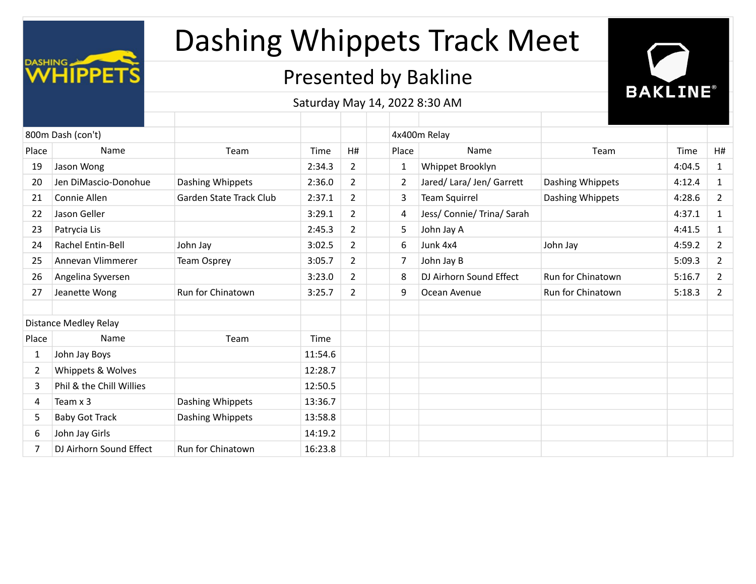# Dashing Whippets Track Meet

## Presented by Bakline

Saturday May 14, 2022 8:30 AM

### 800m Dash (con't)

| Place | Name | Team | Time | H# |
|---|---|---|---|---|
| 19 | Jason Wong | | 2:34.3 | 2 |
| 20 | Jen DiMascio-Donohue | Dashing Whippets | 2:36.0 | 2 |
| 21 | Connie Allen | Garden State Track Club | 2:37.1 | 2 |
| 22 | Jason Geller | | 3:29.1 | 2 |
| 23 | Patrycia Lis | | 2:45.3 | 2 |
| 24 | Rachel Entin-Bell | John Jay | 3:02.5 | 2 |
| 25 | Annevan Vlimmerer | Team Osprey | 3:05.7 | 2 |
| 26 | Angelina Syversen | | 3:23.0 | 2 |
| 27 | Jeanette Wong | Run for Chinatown | 3:25.7 | 2 |

### 4x400m Relay

| Place | Name | Team | Time | H# |
|---|---|---|---|---|
| 1 | Whippet Brooklyn | | 4:04.5 | 1 |
| 2 | Jared/ Lara/ Jen/ Garrett | Dashing Whippets | 4:12.4 | 1 |
| 3 | Team Squirrel | Dashing Whippets | 4:28.6 | 2 |
| 4 | Jess/ Connie/ Trina/ Sarah | | 4:37.1 | 1 |
| 5 | John Jay A | | 4:41.5 | 1 |
| 6 | Junk 4x4 | John Jay | 4:59.2 | 2 |
| 7 | John Jay B | | 5:09.3 | 2 |
| 8 | DJ Airhorn Sound Effect | Run for Chinatown | 5:16.7 | 2 |
| 9 | Ocean Avenue | Run for Chinatown | 5:18.3 | 2 |

### Distance Medley Relay

| Place | Name | Team | Time |
|---|---|---|---|
| 1 | John Jay Boys | | 11:54.6 |
| 2 | Whippets & Wolves | | 12:28.7 |
| 3 | Phil & the Chill Willies | | 12:50.5 |
| 4 | Team x 3 | Dashing Whippets | 13:36.7 |
| 5 | Baby Got Track | Dashing Whippets | 13:58.8 |
| 6 | John Jay Girls | | 14:19.2 |
| 7 | DJ Airhorn Sound Effect | Run for Chinatown | 16:23.8 |